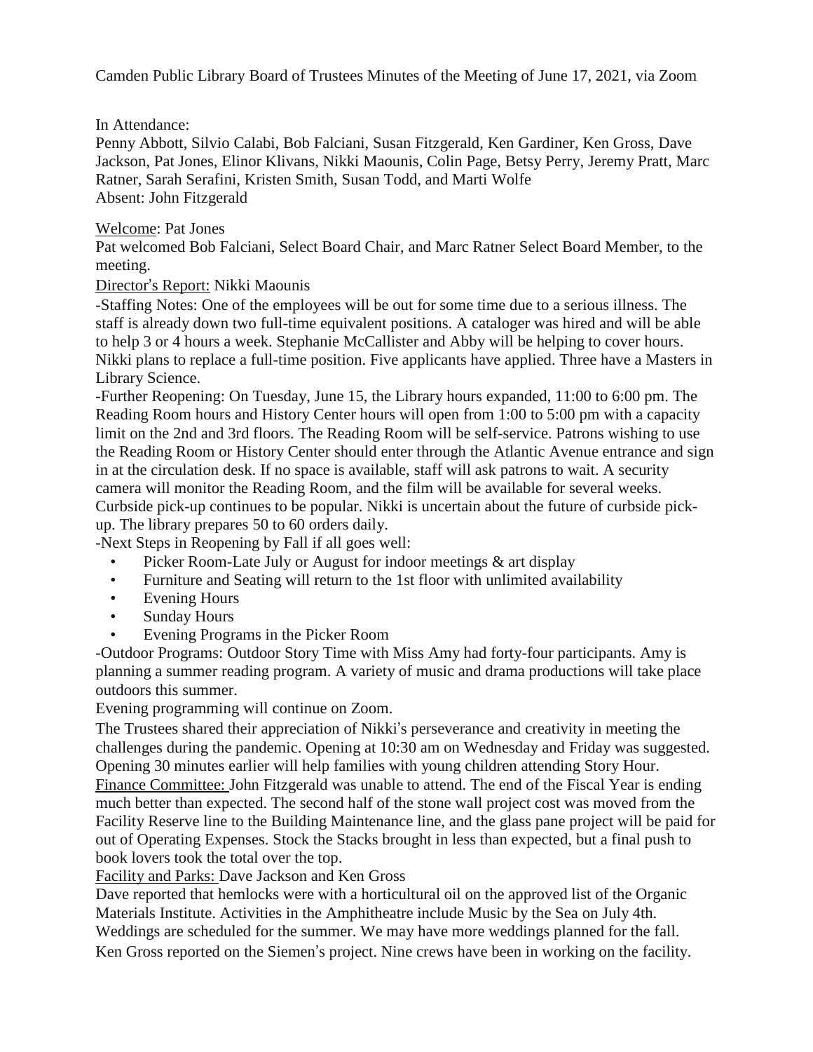Camden Public Library Board of Trustees Minutes of the Meeting of June 17, 2021, via Zoom

In Attendance:
Penny Abbott, Silvio Calabi, Bob Falciani, Susan Fitzgerald, Ken Gardiner, Ken Gross, Dave Jackson, Pat Jones, Elinor Klivans, Nikki Maounis, Colin Page, Betsy Perry, Jeremy Pratt, Marc Ratner, Sarah Serafini, Kristen Smith, Susan Todd, and Marti Wolfe
Absent: John Fitzgerald

Welcome: Pat Jones
Pat welcomed Bob Falciani, Select Board Chair, and Marc Ratner Select Board Member, to the meeting.

Director's Report: Nikki Maounis

-Staffing Notes: One of the employees will be out for some time due to a serious illness. The staff is already down two full-time equivalent positions. A cataloger was hired and will be able to help 3 or 4 hours a week. Stephanie McCallister and Abby will be helping to cover hours. Nikki plans to replace a full-time position. Five applicants have applied. Three have a Masters in Library Science.

-Further Reopening: On Tuesday, June 15, the Library hours expanded, 11:00 to 6:00 pm. The Reading Room hours and History Center hours will open from 1:00 to 5:00 pm with a capacity limit on the 2nd and 3rd floors. The Reading Room will be self-service. Patrons wishing to use the Reading Room or History Center should enter through the Atlantic Avenue entrance and sign in at the circulation desk. If no space is available, staff will ask patrons to wait. A security camera will monitor the Reading Room, and the film will be available for several weeks. Curbside pick-up continues to be popular. Nikki is uncertain about the future of curbside pick-up. The library prepares 50 to 60 orders daily.

-Next Steps in Reopening by Fall if all goes well:

- Picker Room-Late July or August for indoor meetings & art display
- Furniture and Seating will return to the 1st floor with unlimited availability
- Evening Hours
- Sunday Hours
- Evening Programs in the Picker Room

-Outdoor Programs: Outdoor Story Time with Miss Amy had forty-four participants. Amy is planning a summer reading program. A variety of music and drama productions will take place outdoors this summer.

Evening programming will continue on Zoom.

The Trustees shared their appreciation of Nikki's perseverance and creativity in meeting the challenges during the pandemic. Opening at 10:30 am on Wednesday and Friday was suggested. Opening 30 minutes earlier will help families with young children attending Story Hour.

Finance Committee: John Fitzgerald was unable to attend. The end of the Fiscal Year is ending much better than expected. The second half of the stone wall project cost was moved from the Facility Reserve line to the Building Maintenance line, and the glass pane project will be paid for out of Operating Expenses. Stock the Stacks brought in less than expected, but a final push to book lovers took the total over the top.

Facility and Parks: Dave Jackson and Ken Gross

Dave reported that hemlocks were with a horticultural oil on the approved list of the Organic Materials Institute. Activities in the Amphitheatre include Music by the Sea on July 4th. Weddings are scheduled for the summer. We may have more weddings planned for the fall.

Ken Gross reported on the Siemen's project. Nine crews have been in working on the facility.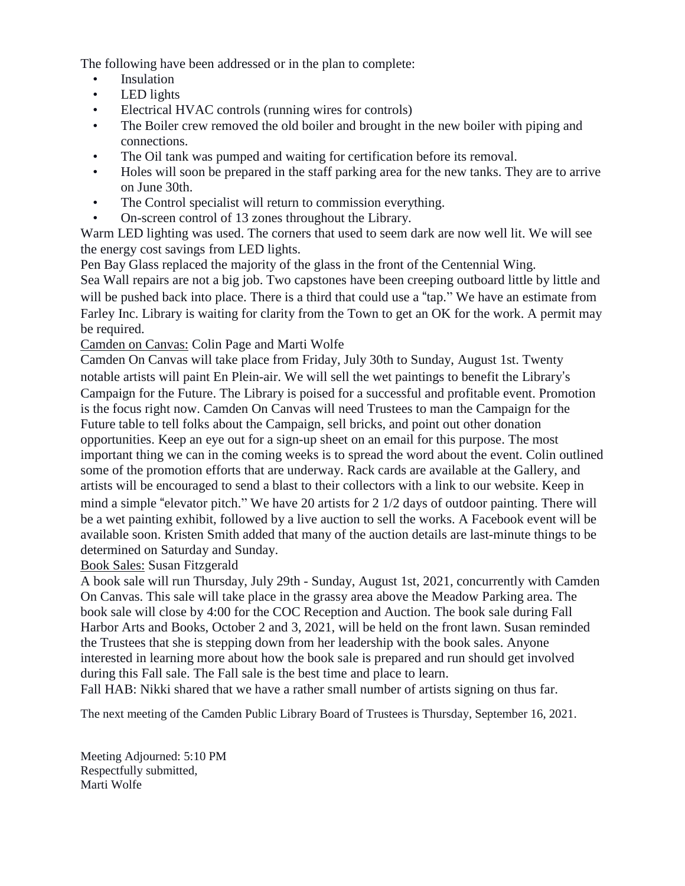The following have been addressed or in the plan to complete:

- Insulation
- LED lights
- Electrical HVAC controls (running wires for controls)
- The Boiler crew removed the old boiler and brought in the new boiler with piping and connections.
- The Oil tank was pumped and waiting for certification before its removal.
- Holes will soon be prepared in the staff parking area for the new tanks. They are to arrive on June 30th.
- The Control specialist will return to commission everything.
- On-screen control of 13 zones throughout the Library.

Warm LED lighting was used. The corners that used to seem dark are now well lit. We will see the energy cost savings from LED lights.

Pen Bay Glass replaced the majority of the glass in the front of the Centennial Wing.

Sea Wall repairs are not a big job. Two capstones have been creeping outboard little by little and will be pushed back into place. There is a third that could use a "tap." We have an estimate from Farley Inc. Library is waiting for clarity from the Town to get an OK for the work. A permit may be required.

<u>Camden on Canvas:</u> Colin Page and Marti Wolfe

Camden On Canvas will take place from Friday, July 30th to Sunday, August 1st. Twenty notable artists will paint En Plein-air. We will sell the wet paintings to benefit the Library's Campaign for the Future. The Library is poised for a successful and profitable event. Promotion is the focus right now. Camden On Canvas will need Trustees to man the Campaign for the Future table to tell folks about the Campaign, sell bricks, and point out other donation opportunities. Keep an eye out for a sign-up sheet on an email for this purpose. The most important thing we can in the coming weeks is to spread the word about the event. Colin outlined some of the promotion efforts that are underway. Rack cards are available at the Gallery, and artists will be encouraged to send a blast to their collectors with a link to our website. Keep in mind a simple "elevator pitch." We have 20 artists for 2 1/2 days of outdoor painting. There will be a wet painting exhibit, followed by a live auction to sell the works. A Facebook event will be available soon. Kristen Smith added that many of the auction details are last-minute things to be determined on Saturday and Sunday.

<u>Book Sales:</u> Susan Fitzgerald

A book sale will run Thursday, July 29th - Sunday, August 1st, 2021, concurrently with Camden On Canvas. This sale will take place in the grassy area above the Meadow Parking area. The book sale will close by 4:00 for the COC Reception and Auction. The book sale during Fall Harbor Arts and Books, October 2 and 3, 2021, will be held on the front lawn. Susan reminded the Trustees that she is stepping down from her leadership with the book sales. Anyone interested in learning more about how the book sale is prepared and run should get involved during this Fall sale. The Fall sale is the best time and place to learn.

Fall HAB: Nikki shared that we have a rather small number of artists signing on thus far.

The next meeting of the Camden Public Library Board of Trustees is Thursday, September 16, 2021.

Meeting Adjourned: 5:10 PM
Respectfully submitted,
Marti Wolfe